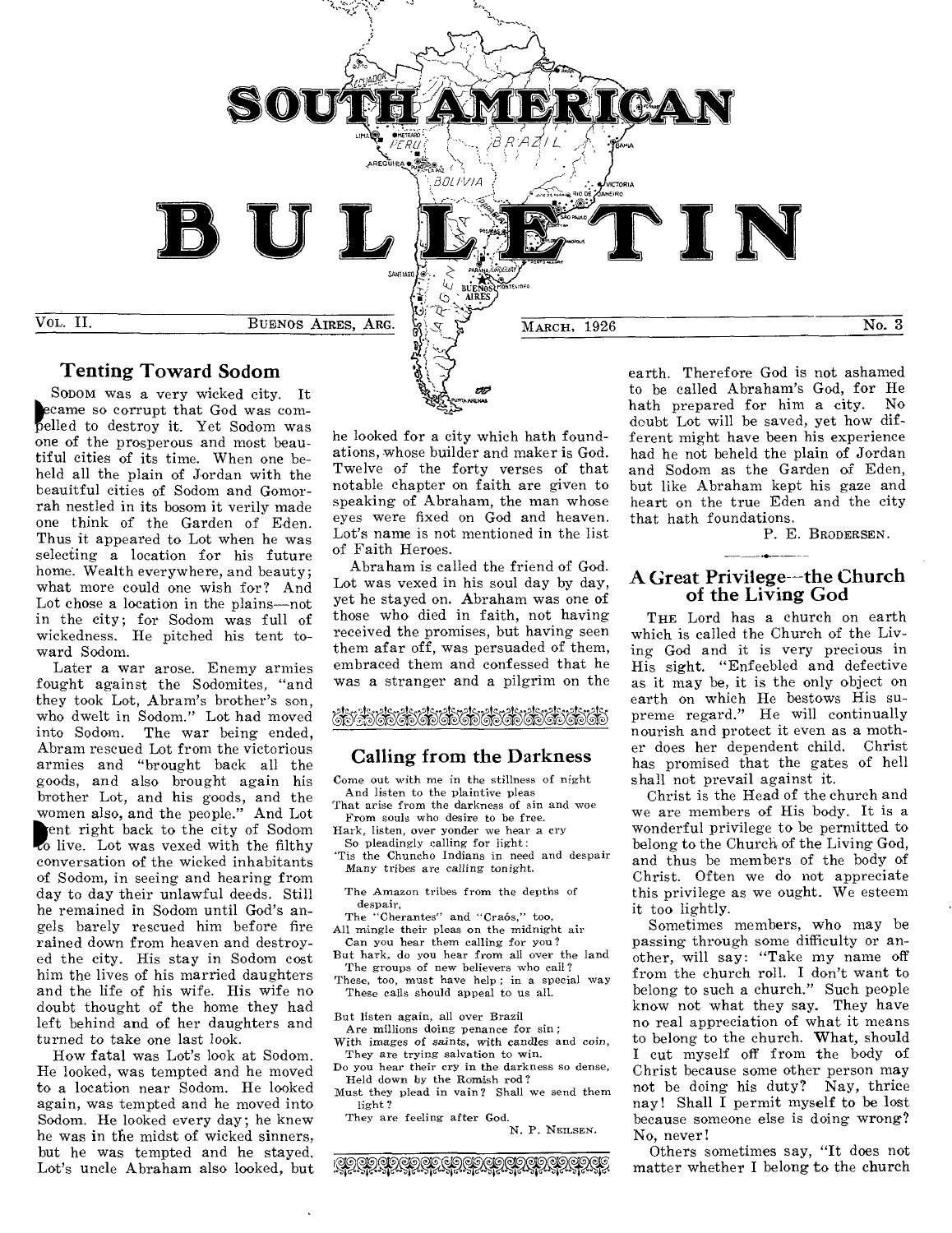# SOUTH AMERICAN BULLETIN

VOL. II. BUENOS AIRES, ARG. MARCH, 1926 No. 3

## Tenting Toward Sodom

SODOM was a very wicked city. It became so corrupt that God was compelled to destroy it. Yet Sodom was one of the prosperous and most beautiful cities of its time. When one beheld all the plain of Jordan with the beauitful cities of Sodom and Gomorrah nestled in its bosom it verily made one think of the Garden of Eden. Thus it appeared to Lot when he was selecting a location for his future home. Wealth everywhere, and beauty; what more could one wish for? And Lot chose a location in the plains—not in the city; for Sodom was full of wickedness. He pitched his tent toward Sodom.

Later a war arose. Enemy armies fought against the Sodomites, "and they took Lot, Abram's brother's son, who dwelt in Sodom." Lot had moved into Sodom. The war being ended, Abram rescued Lot from the victorious armies and "brought back all the goods, and also brought again his brother Lot, and his goods, and the women also, and the people." And Lot went right back to the city of Sodom to live. Lot was vexed with the filthy conversation of the wicked inhabitants of Sodom, in seeing and hearing from day to day their unlawful deeds. Still he remained in Sodom until God's angels barely rescued him before fire rained down from heaven and destroyed the city. His stay in Sodom cost him the lives of his married daughters and the life of his wife. His wife no doubt thought of the home they had left behind and of her daughters and turned to take one last look.

How fatal was Lot's look at Sodom. He looked, was tempted and he moved to a location near Sodom. He looked again, was tempted and he moved into Sodom. He looked every day; he knew he was in the midst of wicked sinners, but he was tempted and he stayed. Lot's uncle Abraham also looked, but he looked for a city which hath foundations, whose builder and maker is God. Twelve of the forty verses of that notable chapter on faith are given to speaking of Abraham, the man whose eyes were fixed on God and heaven. Lot's name is not mentioned in the list of Faith Heroes.

Abraham is called the friend of God. Lot was vexed in his soul day by day, yet he stayed on. Abraham was one of those who died in faith, not having received the promises, but having seen them afar off, was persuaded of them, embraced them and confessed that he was a stranger and a pilgrim on the earth. Therefore God is not ashamed to be called Abraham's God, for He hath prepared for him a city. No doubt Lot will be saved, yet how different might have been his experience had he not beheld the plain of Jordan and Sodom as the Garden of Eden, but like Abraham kept his gaze and heart on the true Eden and the city that hath foundations.

P. E. BRODERSEN.

## Calling from the Darkness

Come out with me in the stillness of night  
And listen to the plaintive pleas  
That arise from the darkness of sin and woe  
From souls who desire to be free.  
Hark, listen, over yonder we hear a cry  
So pleadingly calling for light:  
'Tis the Chuncho Indians in need and despair  
Many tribes are calling tonight.

The Amazon tribes from the depths of despair,  
The "Cherantes" and "Craós," too,  
All mingle their pleas on the midnight air  
Can you hear them calling for you?  
But hark, do you hear from all over the land  
The groups of new believers who call?  
These, too, must have help; in a special way  
These calls should appeal to us all.

But listen again, all over Brazil  
Are millions doing penance for sin;  
With images of saints, with candles and coin,  
They are trying salvation to win.  
Do you hear their cry in the darkness so dense,  
Held down by the Romish rod?  
Must they plead in vain? Shall we send them light?  
They are feeling after God.

N. P. NEILSEN.

## A Great Privilege—the Church of the Living God

THE Lord has a church on earth which is called the Church of the Living God and it is very precious in His sight. "Enfeebled and defective as it may be, it is the only object on earth on which He bestows His supreme regard." He will continually nourish and protect it even as a mother does her dependent child. Christ has promised that the gates of hell shall not prevail against it.

Christ is the Head of the church and we are members of His body. It is a wonderful privilege to be permitted to belong to the Church of the Living God, and thus be members of the body of Christ. Often we do not appreciate this privilege as we ought. We esteem it too lightly.

Sometimes members, who may be passing through some difficulty or another, will say: "Take my name off from the church roll. I don't want to belong to such a church." Such people know not what they say. They have no real appreciation of what it means to belong to the church. What, should I cut myself off from the body of Christ because some other person may not be doing his duty? Nay, thrice nay! Shall I permit myself to be lost because someone else is doing wrong? No, never!

Others sometimes say, "It does not matter whether I belong to the church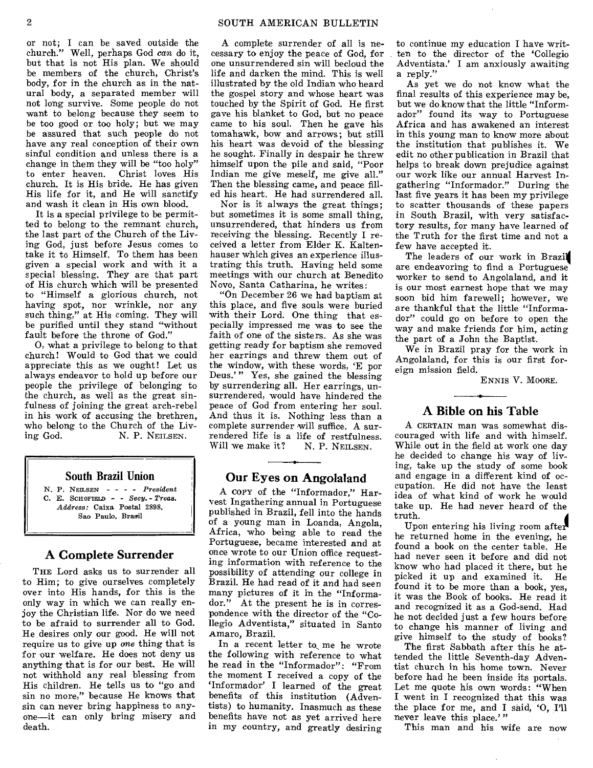or not; I can be saved outside the church." Well, perhaps God *can* do it, but that is not His plan. We should be members of the church, Christ's body, for in the church as in the natural body, a separated member will not long survive. Some people do not want to belong because they seem to be too good or too holy; but we may be assured that such people do not have any real conception of their own sinful condition and unless there is a change in them they will be "too holy" to enter heaven. Christ loves His church. It is His bride. He has given His life for it, and He will sanctify and wash it clean in His own blood.

It is a special privilege to be permitted to belong to the remnant church, the last part of the Church of the Living God, just before Jesus comes to take it to Himself. To them has been given a special work and with it a special blessing. They are that part of His church which will be presented to "Himself a glorious church, not having spot, nor wrinkle, nor any such thing," at His coming. They will be purified until they stand "without fault before the throne of God."

O, what a privilege to belong to that church! Would to God that we could appreciate this as we ought! Let us always endeavor to hold up before our people the privilege of belonging to the church, as well as the great sinfulness of joining the great arch-rebel in his work of accusing the brethren, who belong to the Church of the Living God.

N. P. NEILSEN.

## South Brazil Union

N. P. NEILSEN - - - - *President*
C. E. SCHOFIELD - - *Secy.-Treas.*
*Address:* Caixa Postal 2898, Sao Paulo, Brasil

## A Complete Surrender

THE Lord asks us to surrender all to Him; to give ourselves completely over into His hands, for this is the only way in which we can really enjoy the Christian life. Nor do we need to be afraid to surrender all to God. He desires only our good. He will not require us to give up *one* thing that is for our welfare. He does not deny us anything that is for our best. He will not withhold any real blessing from His children. He tells us to "go and sin no more," because He knows that sin can never bring happiness to anyone—it can only bring misery and death.

A complete surrender of all is necessary to enjoy the peace of God, for one unsurrendered sin will becloud the life and darken the mind. This is well illustrated by the old Indian who heard the gospel story and whose heart was touched by the Spirit of God. He first gave his blanket to God, but no peace came to his soul. Then he gave his tomahawk, bow and arrows; but still his heart was devoid of the blessing he sought. Finally in despair he threw himself upon the pile and said, "Poor Indian me give meself, me give all." Then the blessing came, and peace filled his heart. He had surrendered all.

Nor is it always the great things; but sometimes it is some small thing, unsurrendered, that hinders us from receiving the blessing. Recently I received a letter from Elder K. Kaltenhauser which gives an experience illustrating this truth. Having held some meetings with our church at Benedito Novo, Santa Catharina, he writes:

"On December 26 we had baptism at this place, and five souls were buried with their Lord. One thing that especially impressed me was to see the faith of one of the sisters. As she was getting ready for baptism she removed her earrings and threw them out of the window, with these words, 'E por Deus.'" Yes, she gained the blessing by surrendering all. Her earrings, unsurrendered, would have hindered the peace of God from entering her soul. And thus it is. Nothing less than a complete surrender will suffice. A surrendered life is a life of restfulness. Will we make it?

N. P. NEILSEN.

## Our Eyes on Angolaland

A COPY of the "Informador," Harvest Ingathering annual in Portuguese published in Brazil, fell into the hands of a young man in Loanda, Angola, Africa, who being able to read the Portuguese, became interested and at once wrote to our Union office requesting information with reference to the possibility of attending our college in Brazil. He had read of it and had seen many pictures of it in the "Informador." At the present he is in correspondence with the director of the "Collegio Adventista," situated in Santo Amaro, Brazil.

In a recent letter to me he wrote the following with reference to what he read in the "Informador": "From the moment I received a copy of the 'Informador' I learned of the great benefits of this institution (Adventists) to humanity. Inasmuch as these benefits have not as yet arrived here in my country, and greatly desiring to continue my education I have written to the director of the 'Collegio Adventista.' I am anxiously awaiting a reply."

As yet we do not know what the final results of this experience may be, but we do know that the little "Informador" found its way to Portuguese Africa and has awakened an interest in this young man to know more about the institution that publishes it. We edit no other publication in Brazil that helps to break down prejudice against our work like our annual Harvest Ingathering "Informador." During the last five years it has been my privilege to scatter thousands of these papers in South Brazil, with very satisfactory results, for many have learned of the Truth for the first time and not a few have accepted it.

The leaders of our work in Brazil are endeavoring to find a Portuguese worker to send to Angolaland, and it is our most earnest hope that we may soon bid him farewell; however, we are thankful that the little "Informador" could go on before to open the way and make friends for him, acting the part of a John the Baptist.

We in Brazil pray for the work in Angolaland, for this is our first foreign mission field.

ENNIS V. MOORE.

## A Bible on his Table

A CERTAIN man was somewhat discouraged with life and with himself. While out in the field at work one day he decided to change his way of living, take up the study of some book and engage in a different kind of occupation. He did not have the least idea of what kind of work he would take up. He had never heard of the truth.

Upon entering his living room after he returned home in the evening, he found a book on the center table. He had never seen it before and did not know who had placed it there, but he picked it up and examined it. He found it to be more than a book, yes, it was the Book of books. He read it and recognized it as a God-send. Had he not decided just a few hours before to change his manner of living and give himself to the study of books?

The first Sabbath after this he attended the little Seventh-day Adventist church in his home town. Never before had he been inside its portals. Let me quote his own words: "When I went in I recognized that this was the place for me, and I said, 'O, I'll never leave this place.'"

This man and his wife are now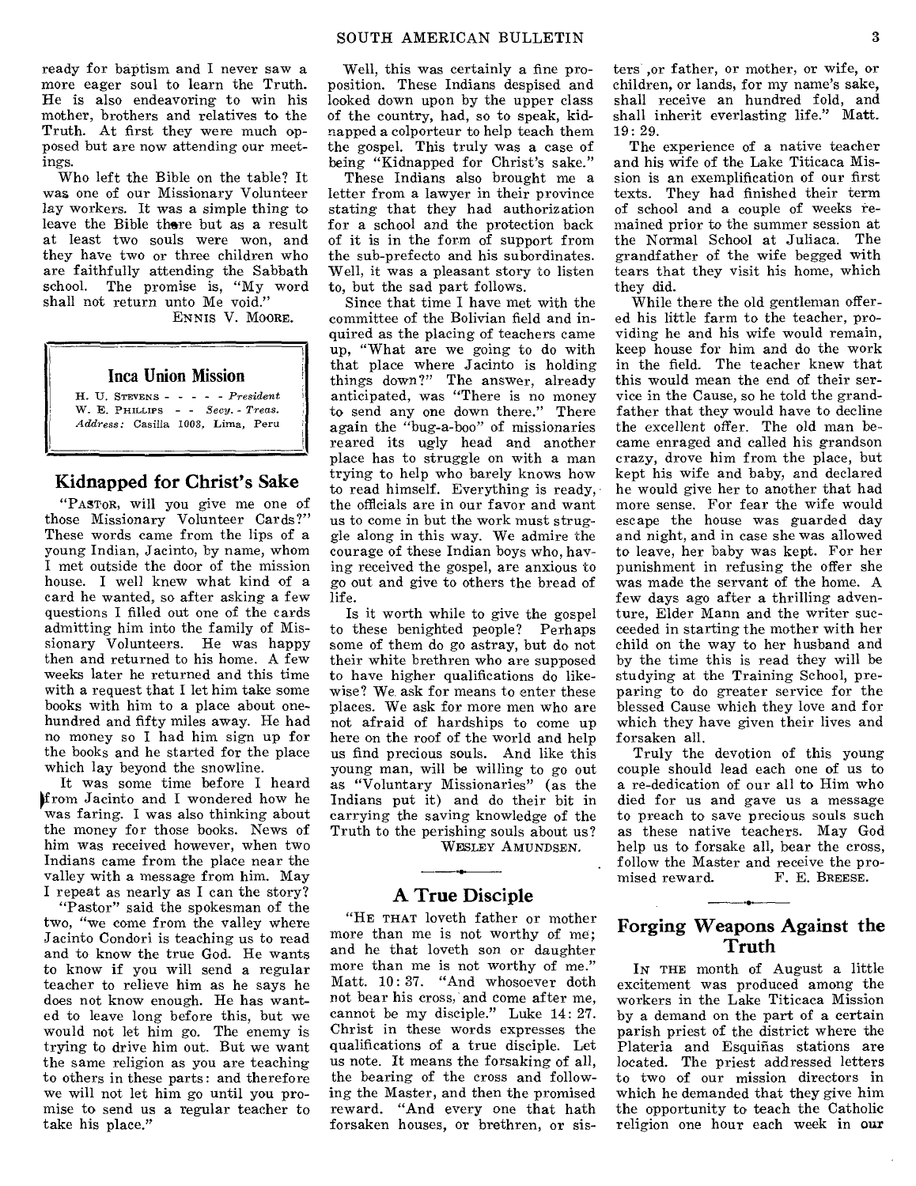ready for baptism and I never saw a more eager soul to learn the Truth. He is also endeavoring to win his mother, brothers and relatives to the Truth. At first they were much opposed but are now attending our meetings.

Who left the Bible on the table? It was one of our Missionary Volunteer lay workers. It was a simple thing to leave the Bible there but as a result at least two souls were won, and they have two or three children who are faithfully attending the Sabbath school. The promise is, "My word shall not return unto Me void."

ENNIS V. MOORE.

## Inca Union Mission

H. U. STEVENS - - - - - *President*
W. E. PHILLIPS - - *Secy. - Treas.*
*Address:* Casilla 1003, Lima, Peru

## Kidnapped for Christ's Sake

"PASTOR, will you give me one of those Missionary Volunteer Cards?" These words came from the lips of a young Indian, Jacinto, by name, whom I met outside the door of the mission house. I well knew what kind of a card he wanted, so after asking a few questions I filled out one of the cards admitting him into the family of Missionary Volunteers. He was happy then and returned to his home. A few weeks later he returned and this time with a request that I let him take some books with him to a place about one-hundred and fifty miles away. He had no money so I had him sign up for the books and he started for the place which lay beyond the snowline.

It was some time before I heard from Jacinto and I wondered how he was faring. I was also thinking about the money for those books. News of him was received however, when two Indians came from the place near the valley with a message from him. May I repeat as nearly as I can the story?

"Pastor" said the spokesman of the two, "we come from the valley where Jacinto Condori is teaching us to read and to know the true God. He wants to know if you will send a regular teacher to relieve him as he says he does not know enough. He has wanted to leave long before this, but we would not let him go. The enemy is trying to drive him out. But we want the same religion as you are teaching to others in these parts: and therefore we will not let him go until you promise to send us a regular teacher to take his place."

Well, this was certainly a fine proposition. These Indians despised and looked down upon by the upper class of the country, had, so to speak, kidnapped a colporteur to help teach them the gospel. This truly was a case of being "Kidnapped for Christ's sake."

These Indians also brought me a letter from a lawyer in their province stating that they had authorization for a school and the protection back of it is in the form of support from the sub-prefecto and his subordinates. Well, it was a pleasant story to listen to, but the sad part follows.

Since that time I have met with the committee of the Bolivian field and inquired as the placing of teachers came up, "What are we going to do with that place where Jacinto is holding things down?" The answer, already anticipated, was "There is no money to send any one down there." There again the "bug-a-boo" of missionaries reared its ugly head and another place has to struggle on with a man trying to help who barely knows how to read himself. Everything is ready, the officials are in our favor and want us to come in but the work must struggle along in this way. We admire the courage of these Indian boys who, having received the gospel, are anxious to go out and give to others the bread of life.

Is it worth while to give the gospel to these benighted people? Perhaps some of them do go astray, but do not their white brethren who are supposed to have higher qualifications do likewise? We ask for means to enter these places. We ask for more men who are not afraid of hardships to come up here on the roof of the world and help us find precious souls. And like this young man, will be willing to go out as "Voluntary Missionaries" (as the Indians put it) and do their bit in carrying the saving knowledge of the Truth to the perishing souls about us?

WESLEY AMUNDSEN.

## A True Disciple

"HE THAT loveth father or mother more than me is not worthy of me; and he that loveth son or daughter more than me is not worthy of me." Matt. 10: 37. "And whosoever doth not bear his cross, and come after me, cannot be my disciple." Luke 14: 27. Christ in these words expresses the qualifications of a true disciple. Let us note. It means the forsaking of all, the bearing of the cross and following the Master, and then the promised reward. "And every one that hath forsaken houses, or brethren, or sisters ,or father, or mother, or wife, or children, or lands, for my name's sake, shall receive an hundred fold, and shall inherit everlasting life." Matt. 19: 29.

The experience of a native teacher and his wife of the Lake Titicaca Mission is an exemplification of our first texts. They had finished their term of school and a couple of weeks remained prior to the summer session at the Normal School at Juliaca. The grandfather of the wife begged with tears that they visit his home, which they did.

While there the old gentleman offered his little farm to the teacher, providing he and his wife would remain, keep house for him and do the work in the field. The teacher knew that this would mean the end of their service in the Cause, so he told the grandfather that they would have to decline the excellent offer. The old man became enraged and called his grandson crazy, drove him from the place, but kept his wife and baby, and declared he would give her to another that had more sense. For fear the wife would escape the house was guarded day and night, and in case she was allowed to leave, her baby was kept. For her punishment in refusing the offer she was made the servant of the home. A few days ago after a thrilling adventure, Elder Mann and the writer succeeded in starting the mother with her child on the way to her husband and by the time this is read they will be studying at the Training School, preparing to do greater service for the blessed Cause which they love and for which they have given their lives and forsaken all.

Truly the devotion of this young couple should lead each one of us to a re-dedication of our all to Him who died for us and gave us a message to preach to save precious souls such as these native teachers. May God help us to forsake all, bear the cross, follow the Master and receive the promised reward.

F. E. BREESE.

## Forging Weapons Against the Truth

IN THE month of August a little excitement was produced among the workers in the Lake Titicaca Mission by a demand on the part of a certain parish priest of the district where the Plateria and Esquiñas stations are located. The priest addressed letters to two of our mission directors in which he demanded that they give him the opportunity to teach the Catholic religion one hour each week in our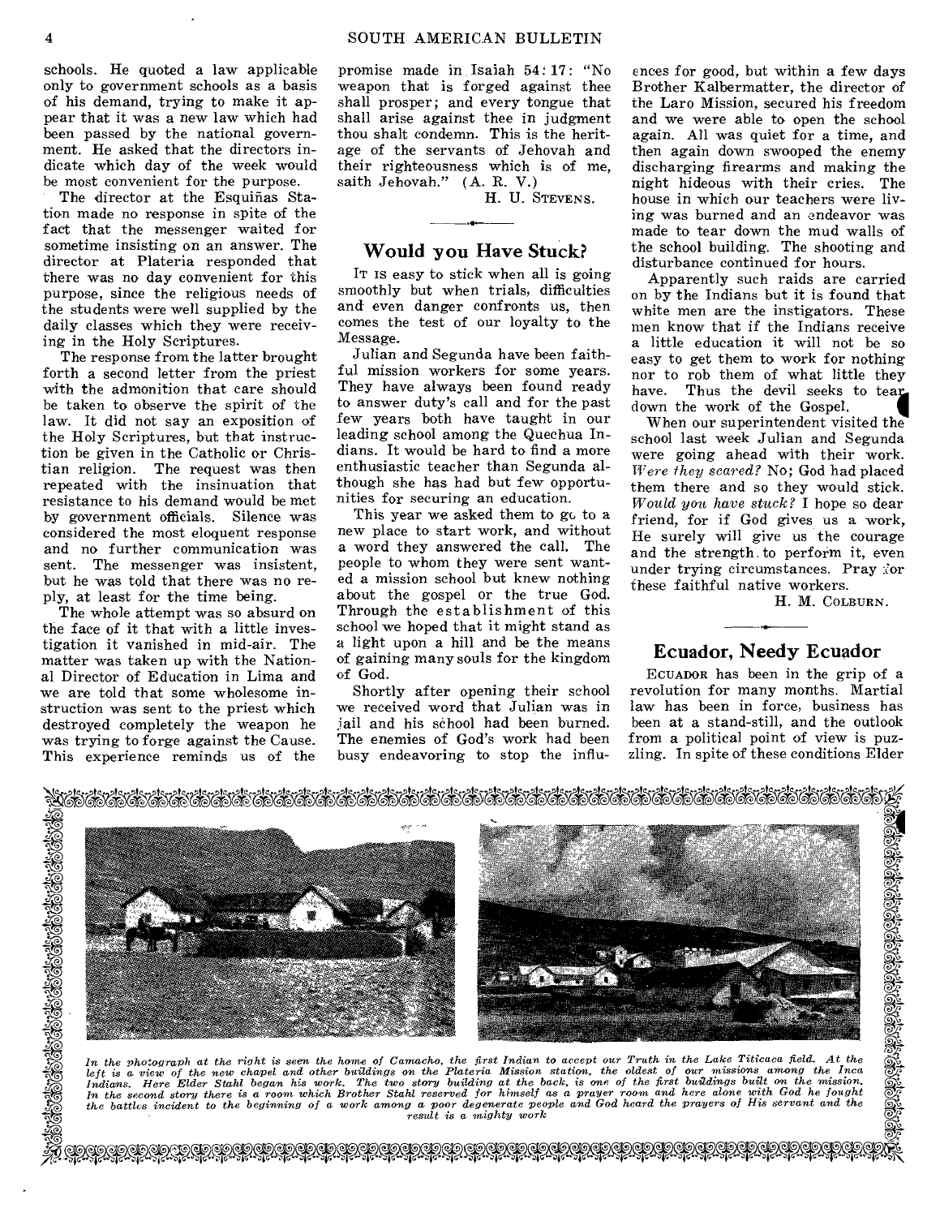schools. He quoted a law applicable only to government schools as a basis of his demand, trying to make it appear that it was a new law which had been passed by the national government. He asked that the directors indicate which day of the week would be most convenient for the purpose.

The director at the Esquiñas Station made no response in spite of the fact that the messenger waited for sometime insisting on an answer. The director at Plateria responded that there was no day convenient for this purpose, since the religious needs of the students were well supplied by the daily classes which they were receiving in the Holy Scriptures.

The response from the latter brought forth a second letter from the priest with the admonition that care should be taken to observe the spirit of the law. It did not say an exposition of the Holy Scriptures, but that instruction be given in the Catholic or Christian religion. The request was then repeated with the insinuation that resistance to his demand would be met by government officials. Silence was considered the most eloquent response and no further communication was sent. The messenger was insistent, but he was told that there was no reply, at least for the time being.

The whole attempt was so absurd on the face of it that with a little investigation it vanished in mid-air. The matter was taken up with the National Director of Education in Lima and we are told that some wholesome instruction was sent to the priest which destroyed completely the weapon he was trying to forge against the Cause. This experience reminds us of the promise made in Isaiah 54:17: "No weapon that is forged against thee shall prosper; and every tongue that shall arise against thee in judgment thou shalt condemn. This is the heritage of the servants of Jehovah and their righteousness which is of me, saith Jehovah." (A. R. V.)

H. U. STEVENS.

## Would you Have Stuck?

IT IS easy to stick when all is going smoothly but when trials, difficulties and even danger confronts us, then comes the test of our loyalty to the Message.

Julian and Segunda have been faithful mission workers for some years. They have always been found ready to answer duty's call and for the past few years both have taught in our leading school among the Quechua Indians. It would be hard to find a more enthusiastic teacher than Segunda although she has had but few opportunities for securing an education.

This year we asked them to go to a new place to start work, and without a word they answered the call. The people to whom they were sent wanted a mission school but knew nothing about the gospel or the true God. Through the establishment of this school we hoped that it might stand as a light upon a hill and be the means of gaining many souls for the kingdom of God.

Shortly after opening their school we received word that Julian was in jail and his school had been burned. The enemies of God's work had been busy endeavoring to stop the influences for good, but within a few days Brother Kalbermatter, the director of the Laro Mission, secured his freedom and we were able to open the school again. All was quiet for a time, and then again down swooped the enemy discharging firearms and making the night hideous with their cries. The house in which our teachers were living was burned and an endeavor was made to tear down the mud walls of the school building. The shooting and disturbance continued for hours.

Apparently such raids are carried on by the Indians but it is found that white men are the instigators. These men know that if the Indians receive a little education it will not be so easy to get them to work for nothing nor to rob them of what little they have. Thus the devil seeks to tear down the work of the Gospel.

When our superintendent visited the school last week Julian and Segunda were going ahead with their work. *Were they scared?* No; God had placed them there and so they would stick. *Would you have stuck?* I hope so dear friend, for if God gives us a work, He surely will give us the courage and the strength to perform it, even under trying circumstances. Pray for these faithful native workers.

H. M. COLBURN.

## Ecuador, Needy Ecuador

ECUADOR has been in the grip of a revolution for many months. Martial law has been in force, business has been at a stand-still, and the outlook from a political point of view is puzzling. In spite of these conditions Elder

*In the photograph at the right is seen the home of Camacho, the first Indian to accept our Truth in the Lake Titicaca field. At the left is a view of the new chapel and other buildings on the Plateria Mission station, the oldest of our missions among the Inca Indians. Here Elder Stahl began his work. The two story building at the back, is one of the first buildings built on the mission. In the second story there is a room which Brother Stahl reserved for himself as a prayer room and here alone with God he fought the battles incident to the beginning of a work among a poor degenerate people and God heard the prayers of His servant and the result is a mighty work*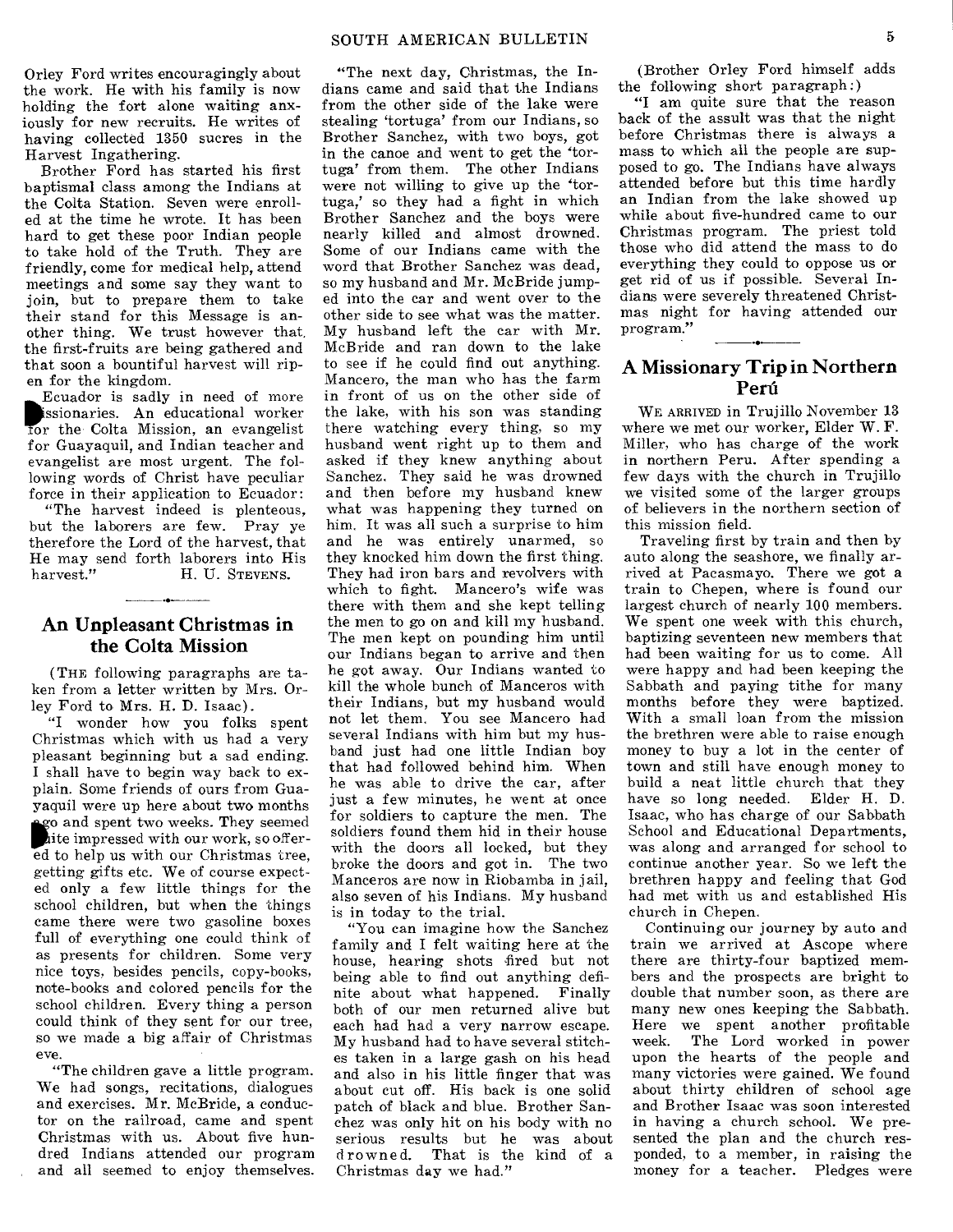Orley Ford writes encouragingly about the work. He with his family is now holding the fort alone waiting anxiously for new recruits. He writes of having collected 1350 sucres in the Harvest Ingathering.

Brother Ford has started his first baptismal class among the Indians at the Colta Station. Seven were enrolled at the time he wrote. It has been hard to get these poor Indian people to take hold of the Truth. They are friendly, come for medical help, attend meetings and some say they want to join, but to prepare them to take their stand for this Message is another thing. We trust however that the first-fruits are being gathered and that soon a bountiful harvest will ripen for the kingdom.

Ecuador is sadly in need of more missionaries. An educational worker for the Colta Mission, an evangelist for Guayaquil, and Indian teacher and evangelist are most urgent. The following words of Christ have peculiar force in their application to Ecuador:

"The harvest indeed is plenteous, but the laborers are few. Pray ye therefore the Lord of the harvest, that He may send forth laborers into His harvest." H. U. STEVENS.

## An Unpleasant Christmas in the Colta Mission

(THE following paragraphs are taken from a letter written by Mrs. Orley Ford to Mrs. H. D. Isaac).

"I wonder how you folks spent Christmas which with us had a very pleasant beginning but a sad ending. I shall have to begin way back to explain. Some friends of ours from Guayaquil were up here about two months ago and spent two weeks. They seemed quite impressed with our work, so offered to help us with our Christmas tree, getting gifts etc. We of course expected only a few little things for the school children, but when the things came there were two gasoline boxes full of everything one could think of as presents for children. Some very nice toys, besides pencils, copy-books, note-books and colored pencils for the school children. Every thing a person could think of they sent for our tree, so we made a big affair of Christmas eve.

"The children gave a little program. We had songs, recitations, dialogues and exercises. Mr. McBride, a conductor on the railroad, came and spent Christmas with us. About five hundred Indians attended our program and all seemed to enjoy themselves.

"The next day, Christmas, the Indians came and said that the Indians from the other side of the lake were stealing 'tortuga' from our Indians, so Brother Sanchez, with two boys, got in the canoe and went to get the 'tortuga' from them. The other Indians were not willing to give up the 'tortuga,' so they had a fight in which Brother Sanchez and the boys were nearly killed and almost drowned. Some of our Indians came with the word that Brother Sanchez was dead, so my husband and Mr. McBride jumped into the car and went over to the other side to see what was the matter. My husband left the car with Mr. McBride and ran down to the lake to see if he could find out anything. Mancero, the man who has the farm in front of us on the other side of the lake, with his son was standing there watching every thing, so my husband went right up to them and asked if they knew anything about Sanchez. They said he was drowned and then before my husband knew what was happening they turned on him. It was all such a surprise to him and he was entirely unarmed, so they knocked him down the first thing. They had iron bars and revolvers with which to fight. Mancero's wife was there with them and she kept telling the men to go on and kill my husband. The men kept on pounding him until our Indians began to arrive and then he got away. Our Indians wanted to kill the whole bunch of Manceros with their Indians, but my husband would not let them. You see Mancero had several Indians with him but my husband just had one little Indian boy that had followed behind him. When he was able to drive the car, after just a few minutes, he went at once for soldiers to capture the men. The soldiers found them hid in their house with the doors all locked, but they broke the doors and got in. The two Manceros are now in Riobamba in jail, also seven of his Indians. My husband is in today to the trial.

"You can imagine how the Sanchez family and I felt waiting here at the house, hearing shots fired but not being able to find out anything definite about what happened. Finally both of our men returned alive but each had had a very narrow escape. My husband had to have several stitches taken in a large gash on his head and also in his little finger that was about cut off. His back is one solid patch of black and blue. Brother Sanchez was only hit on his body with no serious results but he was about drowned. That is the kind of a Christmas day we had."

(Brother Orley Ford himself adds the following short paragraph:)

"I am quite sure that the reason back of the assult was that the night before Christmas there is always a mass to which all the people are supposed to go. The Indians have always attended before but this time hardly an Indian from the lake showed up while about five-hundred came to our Christmas program. The priest told those who did attend the mass to do everything they could to oppose us or get rid of us if possible. Several Indians were severely threatened Christmas night for having attended our program."

## A Missionary Trip in Northern Perú

WE ARRIVED in Trujillo November 13 where we met our worker, Elder W. F. Miller, who has charge of the work in northern Peru. After spending a few days with the church in Trujillo we visited some of the larger groups of believers in the northern section of this mission field.

Traveling first by train and then by auto along the seashore, we finally arrived at Pacasmayo. There we got a train to Chepen, where is found our largest church of nearly 100 members. We spent one week with this church, baptizing seventeen new members that had been waiting for us to come. All were happy and had been keeping the Sabbath and paying tithe for many months before they were baptized. With a small loan from the mission the brethren were able to raise enough money to buy a lot in the center of town and still have enough money to build a neat little church that they have so long needed. Elder H. D. Isaac, who has charge of our Sabbath School and Educational Departments, was along and arranged for school to continue another year. So we left the brethren happy and feeling that God had met with us and established His church in Chepen.

Continuing our journey by auto and train we arrived at Ascope where there are thirty-four baptized members and the prospects are bright to double that number soon, as there are many new ones keeping the Sabbath. Here we spent another profitable week. The Lord worked in power upon the hearts of the people and many victories were gained. We found about thirty children of school age and Brother Isaac was soon interested in having a church school. We presented the plan and the church responded, to a member, in raising the money for a teacher. Pledges were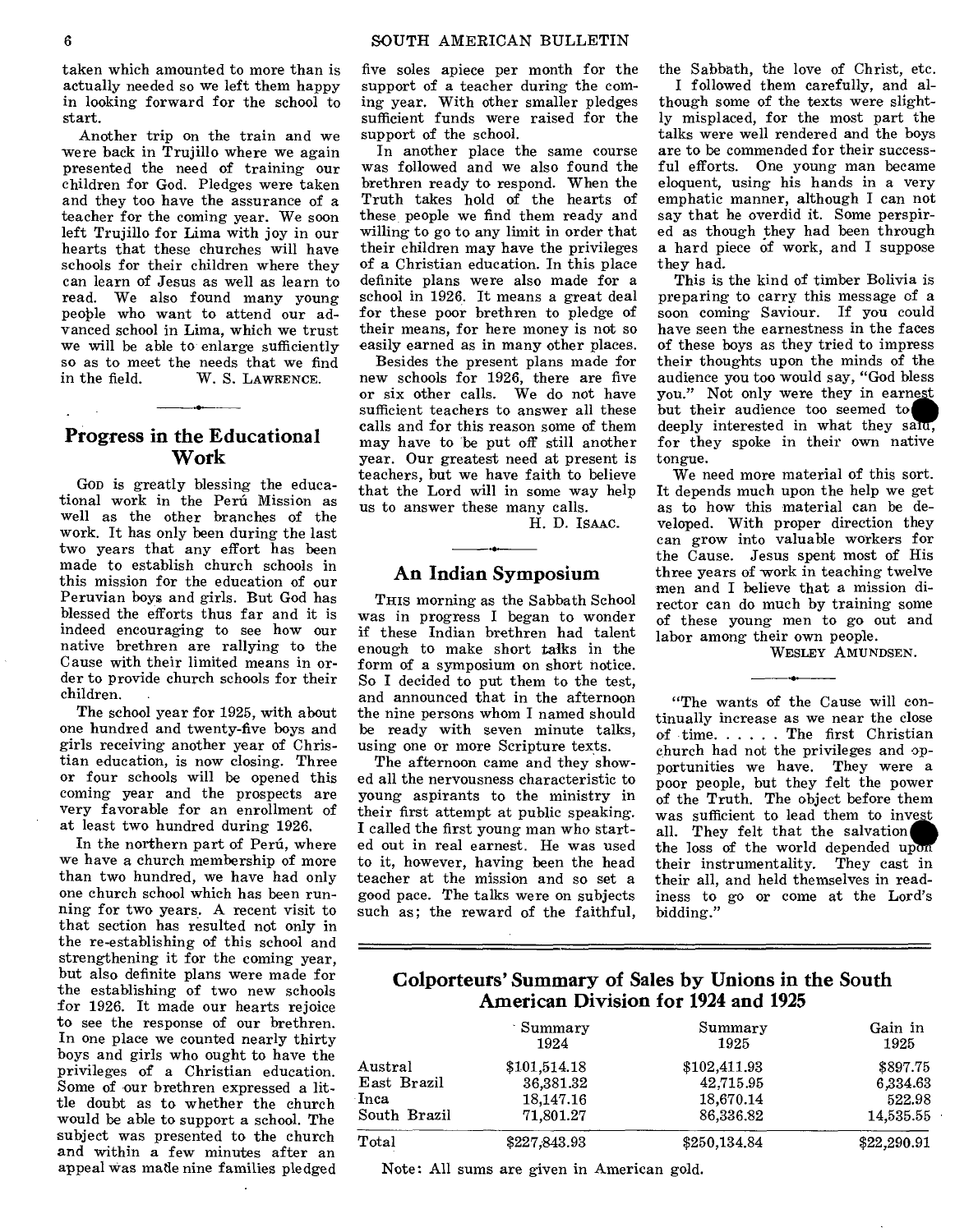taken which amounted to more than is actually needed so we left them happy in looking forward for the school to start.

Another trip on the train and we were back in Trujillo where we again presented the need of training our children for God. Pledges were taken and they too have the assurance of a teacher for the coming year. We soon left Trujillo for Lima with joy in our hearts that these churches will have schools for their children where they can learn of Jesus as well as learn to read. We also found many young people who want to attend our advanced school in Lima, which we trust we will be able to enlarge sufficiently so as to meet the needs that we find in the field.

W. S. LAWRENCE.

## Progress in the Educational Work

GOD is greatly blessing the educational work in the Perú Mission as well as the other branches of the work. It has only been during the last two years that any effort has been made to establish church schools in this mission for the education of our Peruvian boys and girls. But God has blessed the efforts thus far and it is indeed encouraging to see how our native brethren are rallying to the Cause with their limited means in order to provide church schools for their children.

The school year for 1925, with about one hundred and twenty-five boys and girls receiving another year of Christian education, is now closing. Three or four schools will be opened this coming year and the prospects are very favorable for an enrollment of at least two hundred during 1926.

In the northern part of Perú, where we have a church membership of more than two hundred, we have had only one church school which has been running for two years. A recent visit to that section has resulted not only in the re-establishing of this school and strengthening it for the coming year, but also definite plans were made for the establishing of two new schools for 1926. It made our hearts rejoice to see the response of our brethren. In one place we counted nearly thirty boys and girls who ought to have the privileges of a Christian education. Some of our brethren expressed a little doubt as to whether the church would be able to support a school. The subject was presented to the church and within a few minutes after an appeal was made nine families pledged five soles apiece per month for the support of a teacher during the coming year. With other smaller pledges sufficient funds were raised for the support of the school.

In another place the same course was followed and we also found the brethren ready to respond. When the Truth takes hold of the hearts of these people we find them ready and willing to go to any limit in order that their children may have the privileges of a Christian education. In this place definite plans were also made for a school in 1926. It means a great deal for these poor brethren to pledge of their means, for here money is not so easily earned as in many other places.

Besides the present plans made for new schools for 1926, there are five or six other calls. We do not have sufficient teachers to answer all these calls and for this reason some of them may have to be put off still another year. Our greatest need at present is teachers, but we have faith to believe that the Lord will in some way help us to answer these many calls.

H. D. ISAAC.

## An Indian Symposium

THIS morning as the Sabbath School was in progress I began to wonder if these Indian brethren had talent enough to make short talks in the form of a symposium on short notice. So I decided to put them to the test, and announced that in the afternoon the nine persons whom I named should be ready with seven minute talks, using one or more Scripture texts.

The afternoon came and they showed all the nervousness characteristic to young aspirants to the ministry in their first attempt at public speaking. I called the first young man who started out in real earnest. He was used to it, however, having been the head teacher at the mission and so set a good pace. The talks were on subjects such as; the reward of the faithful, the Sabbath, the love of Christ, etc.

I followed them carefully, and although some of the texts were slightly misplaced, for the most part the talks were well rendered and the boys are to be commended for their successful efforts. One young man became eloquent, using his hands in a very emphatic manner, although I can not say that he overdid it. Some perspired as though they had been through a hard piece of work, and I suppose they had.

This is the kind of timber Bolivia is preparing to carry this message of a soon coming Saviour. If you could have seen the earnestness in the faces of these boys as they tried to impress their thoughts upon the minds of the audience you too would say, "God bless you." Not only were they in earnest but their audience too seemed to deeply interested in what they said, for they spoke in their own native tongue.

We need more material of this sort. It depends much upon the help we get as to how this material can be developed. With proper direction they can grow into valuable workers for the Cause. Jesus spent most of His three years of work in teaching twelve men and I believe that a mission director can do much by training some of these young men to go out and labor among their own people.

WESLEY AMUNDSEN.

"The wants of the Cause will continually increase as we near the close of time. . . . . . The first Christian church had not the privileges and opportunities we have. They were a poor people, but they felt the power of the Truth. The object before them was sufficient to lead them to invest all. They felt that the salvation the loss of the world depended upon their instrumentality. They cast in their all, and held themselves in readiness to go or come at the Lord's bidding."

## Colporteurs' Summary of Sales by Unions in the South American Division for 1924 and 1925

| | Summary 1924 | Summary 1925 | Gain in 1925 |
|---|---|---|---|
| Austral | $101,514.18 | $102,411.93 | $897.75 |
| East Brazil | 36,381.32 | 42,715.95 | 6,334.63 |
| Inca | 18,147.16 | 18,670.14 | 522.98 |
| South Brazil | 71,801.27 | 86,336.82 | 14,535.55 |
| Total | $227,843.93 | $250,134.84 | $22,290.91 |

Note: All sums are given in American gold.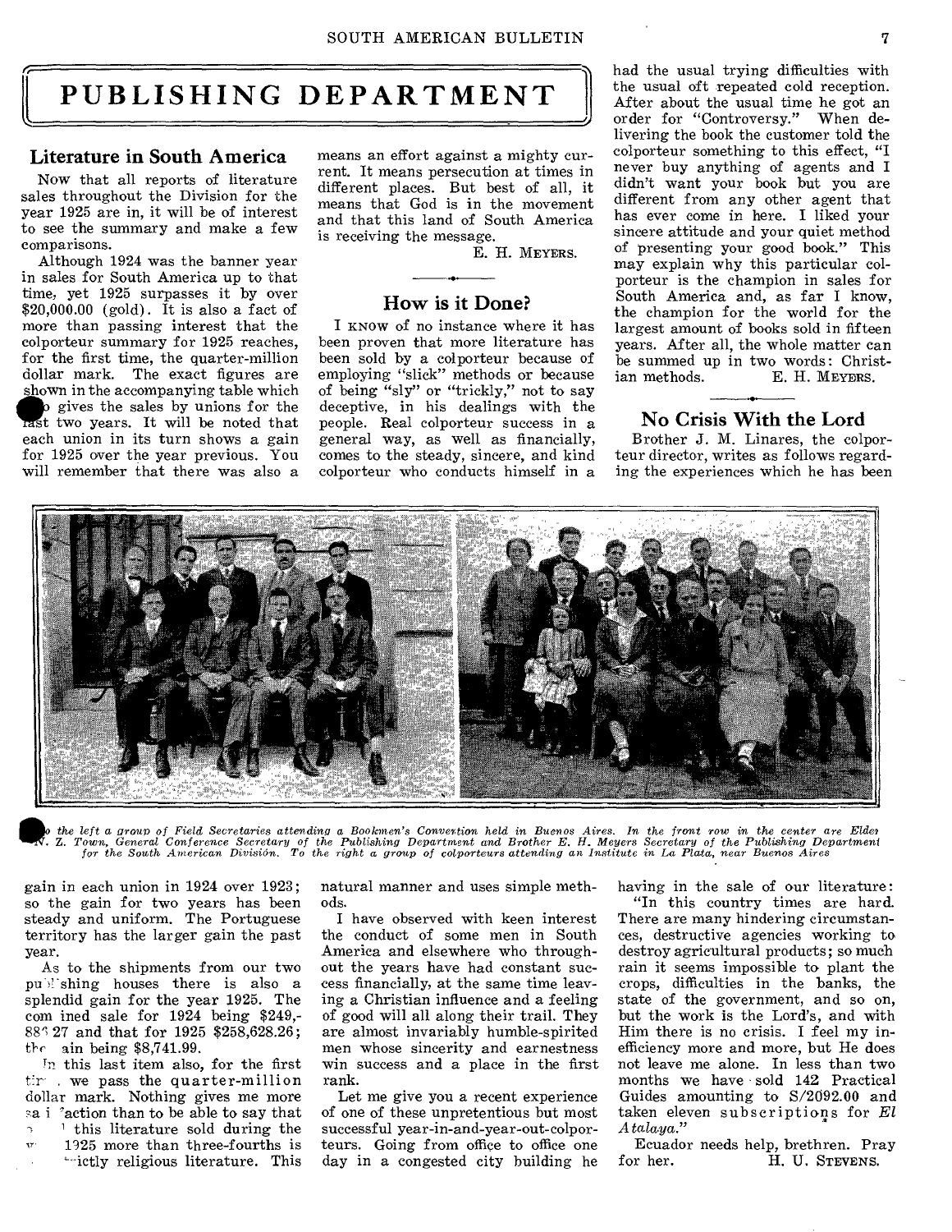# PUBLISHING DEPARTMENT

## Literature in South America

Now that all reports of literature sales throughout the Division for the year 1925 are in, it will be of interest to see the summary and make a few comparisons.

Although 1924 was the banner year in sales for South America up to that time, yet 1925 surpasses it by over $20,000.00 (gold). It is also a fact of more than passing interest that the colporteur summary for 1925 reaches, for the first time, the quarter-million dollar mark. The exact figures are shown in the accompanying table which also gives the sales by unions for the last two years. It will be noted that each union in its turn shows a gain for 1925 over the year previous. You will remember that there was also a gain in each union in 1924 over 1923; so the gain for two years has been steady and uniform. The Portuguese territory has the larger gain the past year.

As to the shipments from our two publishing houses there is also a splendid gain for the year 1925. The combined sale for 1924 being $249,886.27 and that for 1925 $258,628.26; the gain being $8,741.99.

In this last item also, for the first time, we pass the quarter-million dollar mark. Nothing gives me more satisfaction than to be able to say that of this literature sold during the year 1925 more than three-fourths is strictly religious literature. This means an effort against a mighty current. It means persecution at times in different places. But best of all, it means that God is in the movement and that this land of South America is receiving the message.

E. H. MEYERS.

## How is it Done?

I KNOW of no instance where it has been proven that more literature has been sold by a colporteur because of employing "slick" methods or because of being "sly" or "trickly," not to say deceptive, in his dealings with the people. Real colporteur success in a general way, as well as financially, comes to the steady, sincere, and kind colporteur who conducts himself in a natural manner and uses simple methods.

I have observed with keen interest the conduct of some men in South America and elsewhere who throughout the years have had constant success financially, at the same time leaving a Christian influence and a feeling of good will all along their trail. They are almost invariably humble-spirited men whose sincerity and earnestness win success and a place in the first rank.

Let me give you a recent experience of one of these unpretentious but most successful year-in-and-year-out-colporteurs. Going from office to office one day in a congested city building he had the usual trying difficulties with the usual oft repeated cold reception. After about the usual time he got an order for "Controversy." When delivering the book the customer told the colporteur something to this effect, "I never buy anything of agents and I didn't want your book but you are different from any other agent that has ever come in here. I liked your sincere attitude and your quiet method of presenting your good book." This may explain why this particular colporteur is the champion in sales for South America and, as far I know, the champion for the world for the largest amount of books sold in fifteen years. After all, the whole matter can be summed up in two words: Christian methods.

E. H. MEYERS.

*To the left a group of Field Secretaries attending a Bookmen's Convention held in Buenos Aires. In the front row in the center are Elder N. Z. Town, General Conference Secretary of the Publishing Department and Brother E. H. Meyers Secretary of the Publishing Department for the South American División. To the right a group of colporteurs attending an Institute in La Plata, near Buenos Aires*

## No Crisis With the Lord

Brother J. M. Linares, the colporteur director, writes as follows regarding the experiences which he has been having in the sale of our literature:

"In this country times are hard. There are many hindering circumstances, destructive agencies working to destroy agricultural products; so much rain it seems impossible to plant the crops, difficulties in the banks, the state of the government, and so on, but the work is the Lord's, and with Him there is no crisis. I feel my inefficiency more and more, but He does not leave me alone. In less than two months we have sold 142 Practical Guides amounting to S/2092.00 and taken eleven subscriptions for *El Atalaya*."

Ecuador needs help, brethren. Pray for her.

H. U. STEVENS.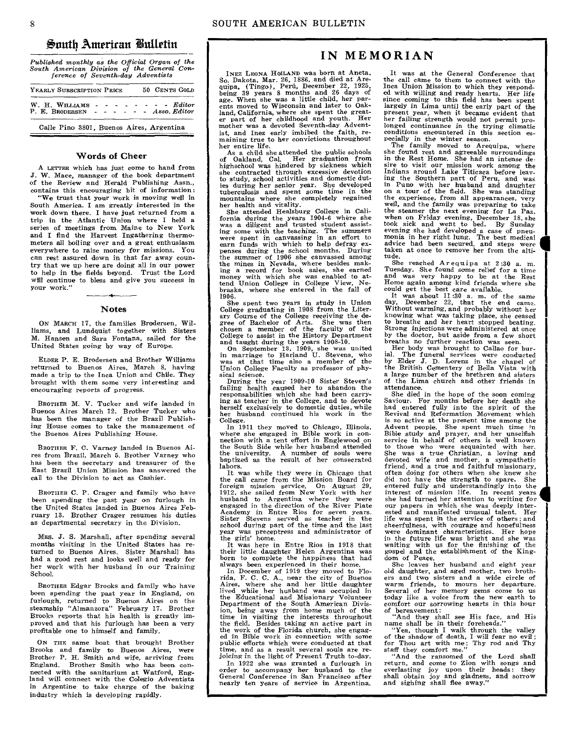# South American Bulletin

*Published monthly as the Official Organ of the South American Division of the General Conference of Seventh-day Adventists*

YEARLY SUBSCRIPTION PRICE 50 CENTS GOLD

W. H. WILLIAMS - - - - - - - - - *Editor*
P. E. BRODERSEN - - - - - - - *Asso. Editor*

Calle Pino 3801, Buenos Aires, Argentina

## Words of Cheer

A LETTER which has just come to hand from J. W. Mace, manager of the book department of the Review and Herald Publishing Assn., contains this encouraging bit of information: "We trust that your work is moving well in South America. I am greatly interested in the work down there. I have just returned from a trip in the Atlantic Union where I held a series of meetings from Maine to New York and I find the Harvest Ingathering thermometers all boiling over and a great enthusiasm everywhere to raise money for missions. You can rest assured down in that far away country that we up here are doing all in our power to help in the fields beyond. Trust the Lord will continue to bless and give you success in your work."

## Notes

ON MARCH 17, the families Brodersen, Williams, and Lundquist together with Sisters M. Hansen and Sara Fontana, sailed for the United States going by way of Europe.

ELDER P. E. Brodersen and Brother Williams returned to Buenos Aires, March 8, having made a trip to the Inca Union and Chile. They brought with them some very interesting and encouraging reports of progress.

BROTHER M. V. Tucker and wife landed in Buenos Aires March 12. Brother Tucker who has been the manager of the Brazil Publishing House comes to take the management of the Buenos Aires Publishing House.

BROTHER F. C. Varney landed in Buenos Aires from Brazil, March 5. Brother Varney who has been the secretary and treasurer of the East Brazil Union Mission has answered the call to the Division to act as Cashier.

BROTHER C. P. Crager and family who have been spending the past year on furlough in the United States landed in Buenos Aires February 13. Brother Crager resumes his duties as departmental secretary in the Division.

MRS. J. S. Marshall, after spending several months visiting in the United States has returned to Buenos Aires. Sister Marshall has had a good rest and looks well and ready for her work with her husband in our Training School.

BROTHER Edgar Brooks and family who have been spending the past year in England, on furlough, returned to Buenos Aires on the steamship "Almanzora" February 17. Brother Brooks reports that his health is greatly improved and that his furlough has been a very profitable one to himself and family.

ON THE same boat that brought Brother Brooks and family to Buenos Aires, were Brother P. H. Smith and wife, arriving from England. Brother Smith who has been connected with the sanitarium at Watford, England will connect with the Colegio Adventista in Argentine to take charge of the baking industry which is developing rapidly.

# IN MEMORIAN

INEZ LEONA HOLLAND was born at Aneta, So. Dakota, Mar. 26, 1886, and died at Arequipa, (Tingo), Perú, December 22, 1925, being 39 years 8 months and 26 days of age. When she was a little child, her parents moved to Wisconsin and later to Oakland, California, where she spent the greater part of her childhood and youth. Her mother was a devoted Seventh-day Adventist, and Inez early imbibed the faith, remaining true to her convictions throughout her entire life.

As a child she attended the public schools of Oakland, Cal. Her graduation from highschool was hindered by sickness which she contracted through excessive devotion to study, school activities and domestic duties during her senior year. She developed tuberculosis and spent some time in the mountains where she completely regained her health and vitality.

She attended Healsburg College in California during the years 1904-6 where she was a diligent and trusted student assisting some with the teaching. The summers were spent in canvassing in an effort to earn funds with which to help defray expenses during the school months. During the summer of 1906 she canvassed among the mines in Nevada, where besides making a record for book sales, she earned money with which she was enabled to attend Union College in College View, Nebraska, where she entered in the fall of 1906.

She spent two years in study in Union College graduating in 1908 from the Literary Course of the College receiving the degree of Bachelor of Arts. She was then chosen a member of the faculty of the College to assist in the History Department and taught during the years 1908-10.

On September 13, 1909, she was united in marriage to Harland U. Stevens, who was at that time also a member of the Union College Faculty as professor of physical science.

During the year 1909-10 Sister Steven's failing health caused her to abandon the responsabilities which she had been carrying as teacher in the College, and to devote herself exclusively to domestic duties, while her husband continued his work in the College.

In 1911 they moved to Chicago, Illinois, where she engaged in Bible work in connection with a tent effort in Englewood on the South Side while her husband attended the university. A number of souls were baptized as the result of her consecrated labors.

It was while they were in Chicago that the call came from the Mission Board for foreign mission service. On August 29, 1912, she sailed from New York with her husband to Argentina where they were engaged in the direction of the River Plate Academy in Entre Rios for seven years. Sister Stevens served as teacher in the school during part of the time and the last year was preceptress and administrator of the girls' home.

It was here in Entre Rios in 1918 that their little daughter Helen Argentina was born to complete the happiness that had always been experienced in their home.

In December of 1919 they moved to Florida, F. C. C. A., near the city of Buenos Aires, where she and her little daughter lived while her husband was occupied in the Educational and Missionary Volunteer Department of the South American Division, being away from home much of the time in visiting the interests throughout the field. Besides taking an active part in the work of the Florida church, she engaged in Bible work in connection with some public efforts which were conducted at that time, and as a result several souls are rejoicing in the light of Present Truth to-day.

In 1922 she was granted a furlough in order to accompany her husband to the General Conference in San Francisco after nearly ten years of service in Argentina.

It was at the General Conference that the call came to them to connect with the Inca Union Mission to which they responded with willing and ready hearts. Her life since coming to this field has been spent largely in Lima until the early part of the present year, when it became evident that her failing strength would not permit prolonged continuance in the trying climatic conditions encountered in this section especially in the winter season.

The family moved to Arequipa, where she found rest and agreeable surroundings in the Rest Home. She had an intense desire to visit our mission work among the Indians around Lake Titicaca before leaving the Southern part of Peru, and was in Puno with her husband and daughter on a tour of the field. She was standing the experience, from all appearances, very well, and the family was preparing to take the steamer the next evening for La Paz, when on Friday evening, December 18, she took sick and went to bed. By Sunday evening she had developed a case of pneumonia in her right lung. The best medical advice had been secured, and steps were taken at once to remove her from the altitude.

She reached Arequipa at 2:30 a. m. Tuesday. She found some relief for a time and was very happy to be at the Rest Home again among kind friends where she could get the best care available.

It was about 11:30 a. m. of the same day, December 22, that the end came. Without warming, and probably without her knowing what was taking place, she ceased to breathe and her heart stopped beating. Strong injections were administered at once by the doctor, but aside from a few short breaths no further reaction was seen.

Her body was brought to Callao for burial. The funeral services were conducted by Elder J. D. Lorenz in the chapel of the British Cementery of Bella Vista with a large number of the brethren and sisters of the Lima church and other friends in attendance.

She died in the hope of the soon coming Saviour. For months before her death she had entered fully into the spirit of the Revival and Reformation Movement which is so active at the present time among the Advent people. She spent much time in Bible study and prayer, and her unselfish service in behalf of others is well known to those who were acquainted with her. She was a true Christian, a loving and devoted wife and mother, a sympathetic friend, and a true and faithful missionary, often doing for others when she knew she did not have the strength to spare. She entered fully and understandingly into the interest of mission life. In recent years she had turned her attention to writing for our papers in which she was deeply interested and manifested unusual talent. Her life was spent in the service of others; and cheerfulness, with courage and hopefulness were dominant characteristics. Her hope in the future life was bright and she was waiting with us for the finishing of the gospel and the establishment of the Kingdom of Peace.

She leaves her husband and eight year old daughter, and aged mother, two brothers and two sisters and a wide circle of warm friends, to mourn her departure. Several of her memory gems come to us today like a voice from the new earth to comfort our sorrowing hearts in this hour of bereavement:

"And they shall see His face, and His name shall be in their foreheads."

"Yea, though I walk through the valley of the shadow of death, I will fear no evil; for Thou art with me; Thy rod and Thy staff they comfort me."

"And the ransomed of the Lord shall return, and come to Zion with songs and everlasting joy upon their heads: they shall obtain joy and gladness, and sorrow and sighing shall flee away."